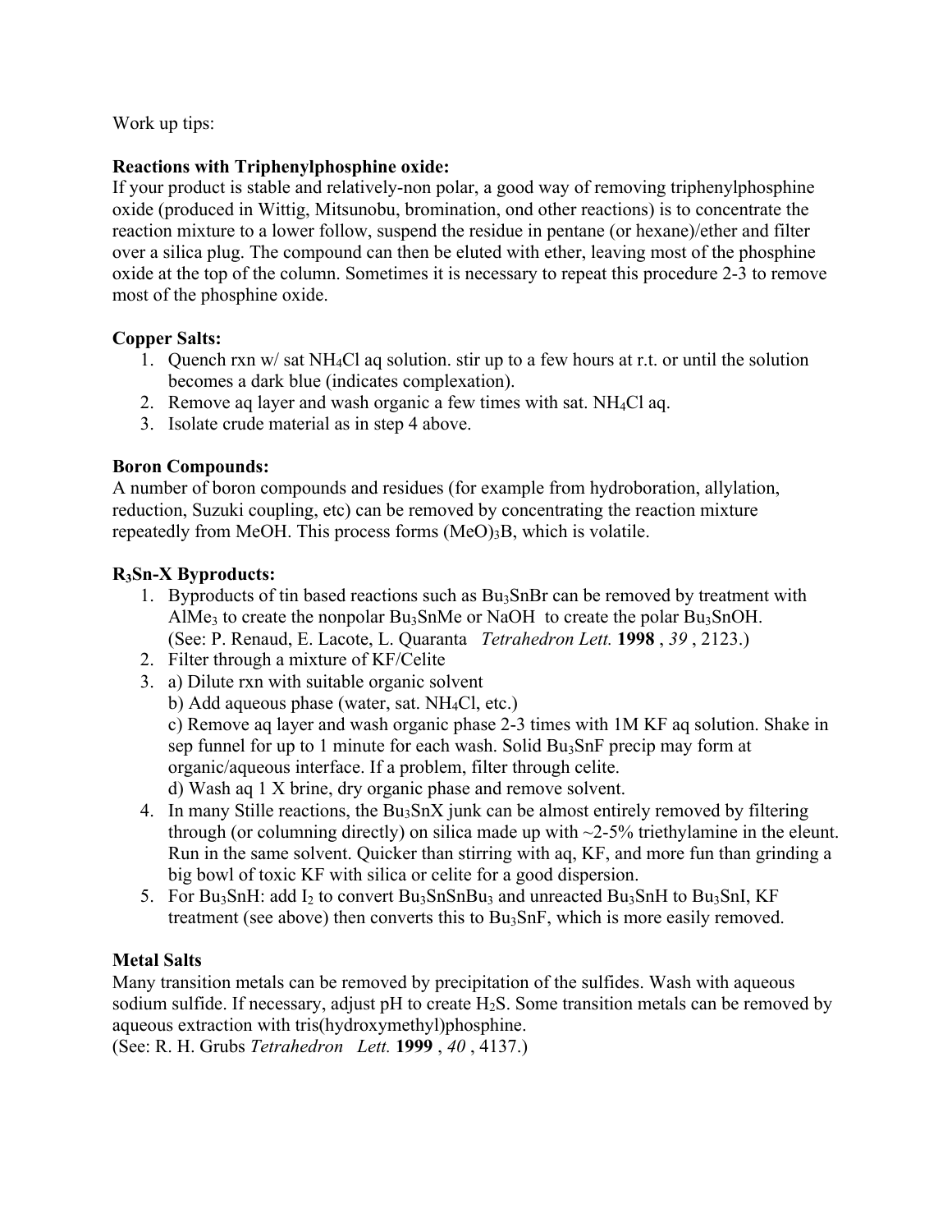Work up tips:

**Reactions with Triphenylphosphine oxide:**
If your product is stable and relatively-non polar, a good way of removing triphenylphosphine oxide (produced in Wittig, Mitsunobu, bromination, ond other reactions) is to concentrate the reaction mixture to a lower follow, suspend the residue in pentane (or hexane)/ether and filter over a silica plug. The compound can then be eluted with ether, leaving most of the phosphine oxide at the top of the column. Sometimes it is necessary to repeat this procedure 2-3 to remove most of the phosphine oxide.

**Copper Salts:**

1. Quench rxn w/ sat $NH_4Cl$ aq solution. stir up to a few hours at r.t. or until the solution becomes a dark blue (indicates complexation).
2. Remove aq layer and wash organic a few times with sat. $NH_4Cl$ aq.
3. Isolate crude material as in step 4 above.

**Boron Compounds:**
A number of boron compounds and residues (for example from hydroboration, allylation, reduction, Suzuki coupling, etc) can be removed by concentrating the reaction mixture repeatedly from MeOH. This process forms $(MeO)_3B$, which is volatile.

**$R_3Sn$-X Byproducts:**

1. Byproducts of tin based reactions such as $Bu_3SnBr$ can be removed by treatment with $AlMe_3$ to create the nonpolar $Bu_3SnMe$ or NaOH to create the polar $Bu_3SnOH$. (See: P. Renaud, E. Lacote, L. Quaranta *Tetrahedron Lett.* **1998** , *39* , 2123.)
2. Filter through a mixture of KF/Celite
3. a) Dilute rxn with suitable organic solvent
   b) Add aqueous phase (water, sat. $NH_4Cl$, etc.)
   c) Remove aq layer and wash organic phase 2-3 times with 1M KF aq solution. Shake in sep funnel for up to 1 minute for each wash. Solid $Bu_3SnF$ precip may form at organic/aqueous interface. If a problem, filter through celite.
   d) Wash aq 1 X brine, dry organic phase and remove solvent.
4. In many Stille reactions, the $Bu_3SnX$ junk can be almost entirely removed by filtering through (or columning directly) on silica made up with ~2-5% triethylamine in the eleunt. Run in the same solvent. Quicker than stirring with aq, KF, and more fun than grinding a big bowl of toxic KF with silica or celite for a good dispersion.
5. For $Bu_3SnH$: add $I_2$ to convert $Bu_3SnSnBu_3$ and unreacted $Bu_3SnH$ to $Bu_3SnI$, KF treatment (see above) then converts this to $Bu_3SnF$, which is more easily removed.

**Metal Salts**
Many transition metals can be removed by precipitation of the sulfides. Wash with aqueous sodium sulfide. If necessary, adjust pH to create $H_2S$. Some transition metals can be removed by aqueous extraction with tris(hydroxymethyl)phosphine.
(See: R. H. Grubs *Tetrahedron Lett.* **1999** , *40* , 4137.)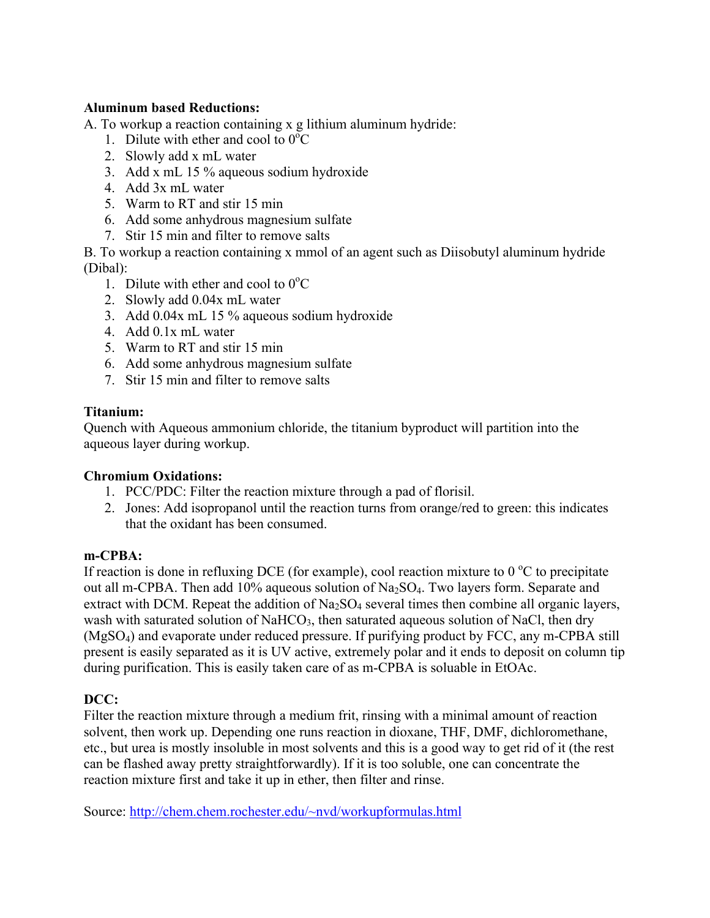**Aluminum based Reductions:**

A. To workup a reaction containing x g lithium aluminum hydride:

1. Dilute with ether and cool to 0$^{o}$C
2. Slowly add x mL water
3. Add x mL 15 % aqueous sodium hydroxide
4. Add 3x mL water
5. Warm to RT and stir 15 min
6. Add some anhydrous magnesium sulfate
7. Stir 15 min and filter to remove salts

B. To workup a reaction containing x mmol of an agent such as Diisobutyl aluminum hydride (Dibal):

1. Dilute with ether and cool to 0$^{o}$C
2. Slowly add 0.04x mL water
3. Add 0.04x mL 15 % aqueous sodium hydroxide
4. Add 0.1x mL water
5. Warm to RT and stir 15 min
6. Add some anhydrous magnesium sulfate
7. Stir 15 min and filter to remove salts

**Titanium:**

Quench with Aqueous ammonium chloride, the titanium byproduct will partition into the aqueous layer during workup.

**Chromium Oxidations:**

1. PCC/PDC: Filter the reaction mixture through a pad of florisil.
2. Jones: Add isopropanol until the reaction turns from orange/red to green: this indicates that the oxidant has been consumed.

**m-CPBA:**

If reaction is done in refluxing DCE (for example), cool reaction mixture to 0 $^{o}$C to precipitate out all m-CPBA. Then add 10% aqueous solution of $Na_2SO_4$. Two layers form. Separate and extract with DCM. Repeat the addition of $Na_2SO_4$ several times then combine all organic layers, wash with saturated solution of $NaHCO_3$, then saturated aqueous solution of NaCl, then dry ($MgSO_4$) and evaporate under reduced pressure. If purifying product by FCC, any m-CPBA still present is easily separated as it is UV active, extremely polar and it ends to deposit on column tip during purification. This is easily taken care of as m-CPBA is soluable in EtOAc.

**DCC:**

Filter the reaction mixture through a medium frit, rinsing with a minimal amount of reaction solvent, then work up. Depending one runs reaction in dioxane, THF, DMF, dichloromethane, etc., but urea is mostly insoluble in most solvents and this is a good way to get rid of it (the rest can be flashed away pretty straightforwardly). If it is too soluble, one can concentrate the reaction mixture first and take it up in ether, then filter and rinse.

Source: [http://chem.chem.rochester.edu/~nvd/workupformulas.html](http://chem.chem.rochester.edu/~nvd/workupformulas.html)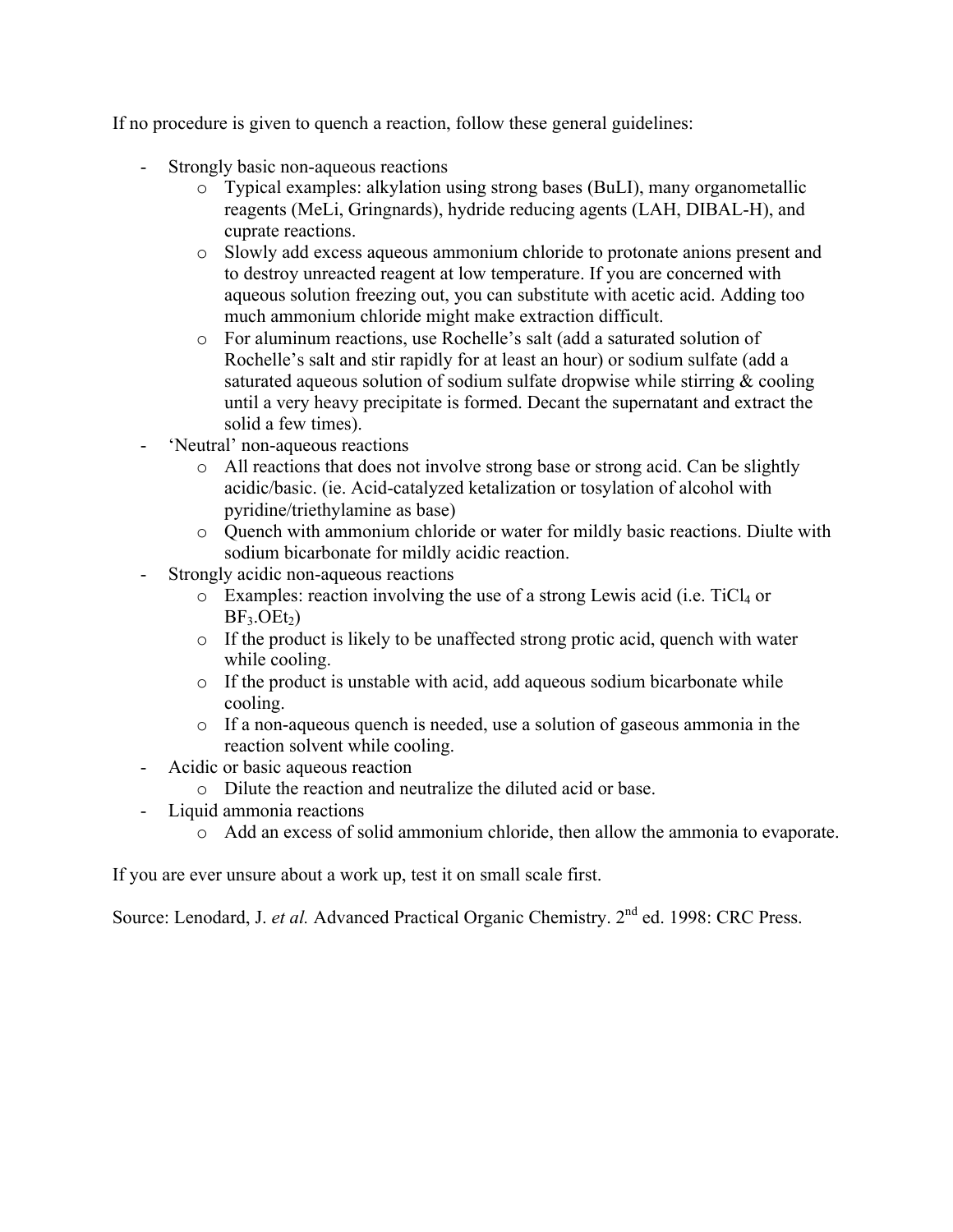If no procedure is given to quench a reaction, follow these general guidelines:

- Strongly basic non-aqueous reactions
  - Typical examples: alkylation using strong bases (BuLI), many organometallic reagents (MeLi, Gringnards), hydride reducing agents (LAH, DIBAL-H), and cuprate reactions.
  - Slowly add excess aqueous ammonium chloride to protonate anions present and to destroy unreacted reagent at low temperature. If you are concerned with aqueous solution freezing out, you can substitute with acetic acid. Adding too much ammonium chloride might make extraction difficult.
  - For aluminum reactions, use Rochelle's salt (add a saturated solution of Rochelle's salt and stir rapidly for at least an hour) or sodium sulfate (add a saturated aqueous solution of sodium sulfate dropwise while stirring & cooling until a very heavy precipitate is formed. Decant the supernatant and extract the solid a few times).
- 'Neutral' non-aqueous reactions
  - All reactions that does not involve strong base or strong acid. Can be slightly acidic/basic. (ie. Acid-catalyzed ketalization or tosylation of alcohol with pyridine/triethylamine as base)
  - Quench with ammonium chloride or water for mildly basic reactions. Diulte with sodium bicarbonate for mildly acidic reaction.
- Strongly acidic non-aqueous reactions
  - Examples: reaction involving the use of a strong Lewis acid (i.e. $TiCl_4$ or $BF_3.OEt_2$)
  - If the product is likely to be unaffected strong protic acid, quench with water while cooling.
  - If the product is unstable with acid, add aqueous sodium bicarbonate while cooling.
  - If a non-aqueous quench is needed, use a solution of gaseous ammonia in the reaction solvent while cooling.
- Acidic or basic aqueous reaction
  - Dilute the reaction and neutralize the diluted acid or base.
- Liquid ammonia reactions
  - Add an excess of solid ammonium chloride, then allow the ammonia to evaporate.

If you are ever unsure about a work up, test it on small scale first.

Source: Lenodard, J. *et al.* Advanced Practical Organic Chemistry. 2nd ed. 1998: CRC Press.